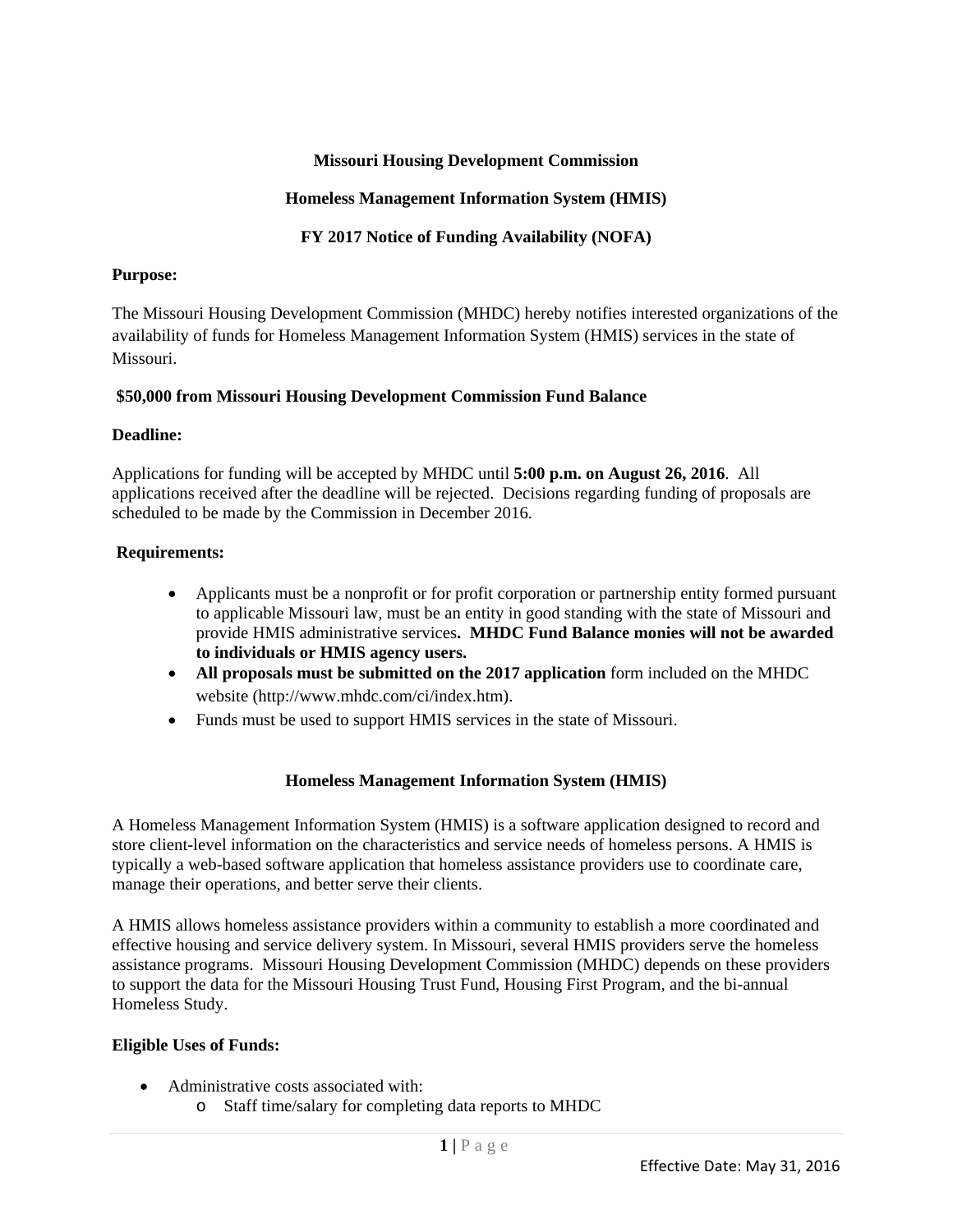# Missouri Housing Development Commission

## Homeless Management Information System (HMIS)

## FY 2017 Notice of Funding Availability (NOFA)

**Purpose:**

The Missouri Housing Development Commission (MHDC) hereby notifies interested organizations of the availability of funds for Homeless Management Information System (HMIS) services in the state of Missouri.

**$50,000 from Missouri Housing Development Commission Fund Balance**

**Deadline:**

Applications for funding will be accepted by MHDC until **5:00 p.m. on August 26, 2016**. All applications received after the deadline will be rejected. Decisions regarding funding of proposals are scheduled to be made by the Commission in December 2016.

**Requirements:**

- Applicants must be a nonprofit or for profit corporation or partnership entity formed pursuant to applicable Missouri law, must be an entity in good standing with the state of Missouri and provide HMIS administrative services**. MHDC Fund Balance monies will not be awarded to individuals or HMIS agency users.**
- **All proposals must be submitted on the 2017 application** form included on the MHDC website (http://www.mhdc.com/ci/index.htm).
- Funds must be used to support HMIS services in the state of Missouri.

## Homeless Management Information System (HMIS)

A Homeless Management Information System (HMIS) is a software application designed to record and store client-level information on the characteristics and service needs of homeless persons. A HMIS is typically a web-based software application that homeless assistance providers use to coordinate care, manage their operations, and better serve their clients.

A HMIS allows homeless assistance providers within a community to establish a more coordinated and effective housing and service delivery system. In Missouri, several HMIS providers serve the homeless assistance programs. Missouri Housing Development Commission (MHDC) depends on these providers to support the data for the Missouri Housing Trust Fund, Housing First Program, and the bi-annual Homeless Study.

**Eligible Uses of Funds:**

- Administrative costs associated with:
  - Staff time/salary for completing data reports to MHDC

Effective Date: May 31, 2016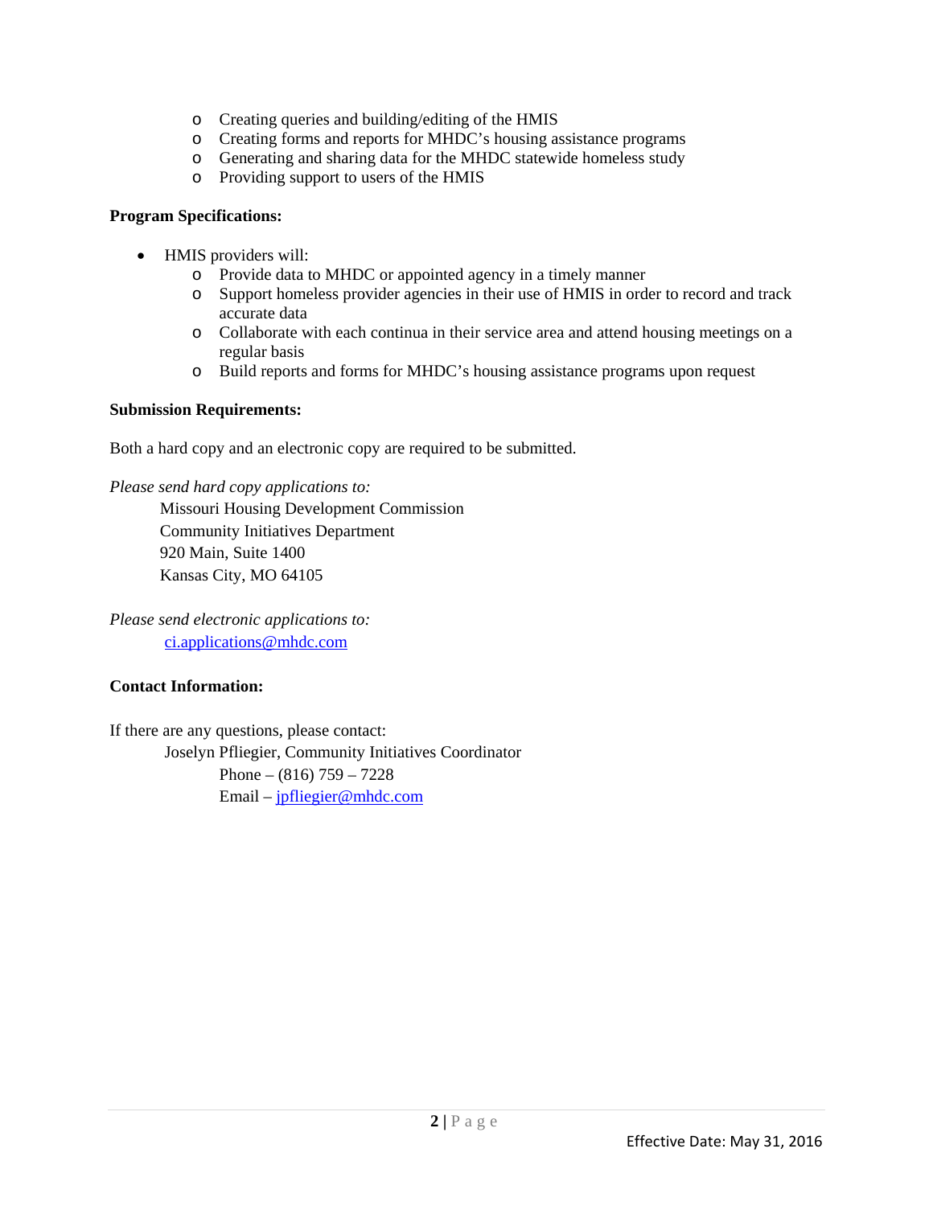- Creating queries and building/editing of the HMIS
  - Creating forms and reports for MHDC's housing assistance programs
  - Generating and sharing data for the MHDC statewide homeless study
  - Providing support to users of the HMIS

**Program Specifications:**

- HMIS providers will:
  - Provide data to MHDC or appointed agency in a timely manner
  - Support homeless provider agencies in their use of HMIS in order to record and track accurate data
  - Collaborate with each continua in their service area and attend housing meetings on a regular basis
  - Build reports and forms for MHDC's housing assistance programs upon request

**Submission Requirements:**

Both a hard copy and an electronic copy are required to be submitted.

*Please send hard copy applications to:*

Missouri Housing Development Commission
Community Initiatives Department
920 Main, Suite 1400
Kansas City, MO 64105

*Please send electronic applications to:*

ci.applications@mhdc.com

**Contact Information:**

If there are any questions, please contact:

Joselyn Pfliegier, Community Initiatives Coordinator
Phone – (816) 759 – 7228
Email – jpfliegier@mhdc.com

Effective Date: May 31, 2016